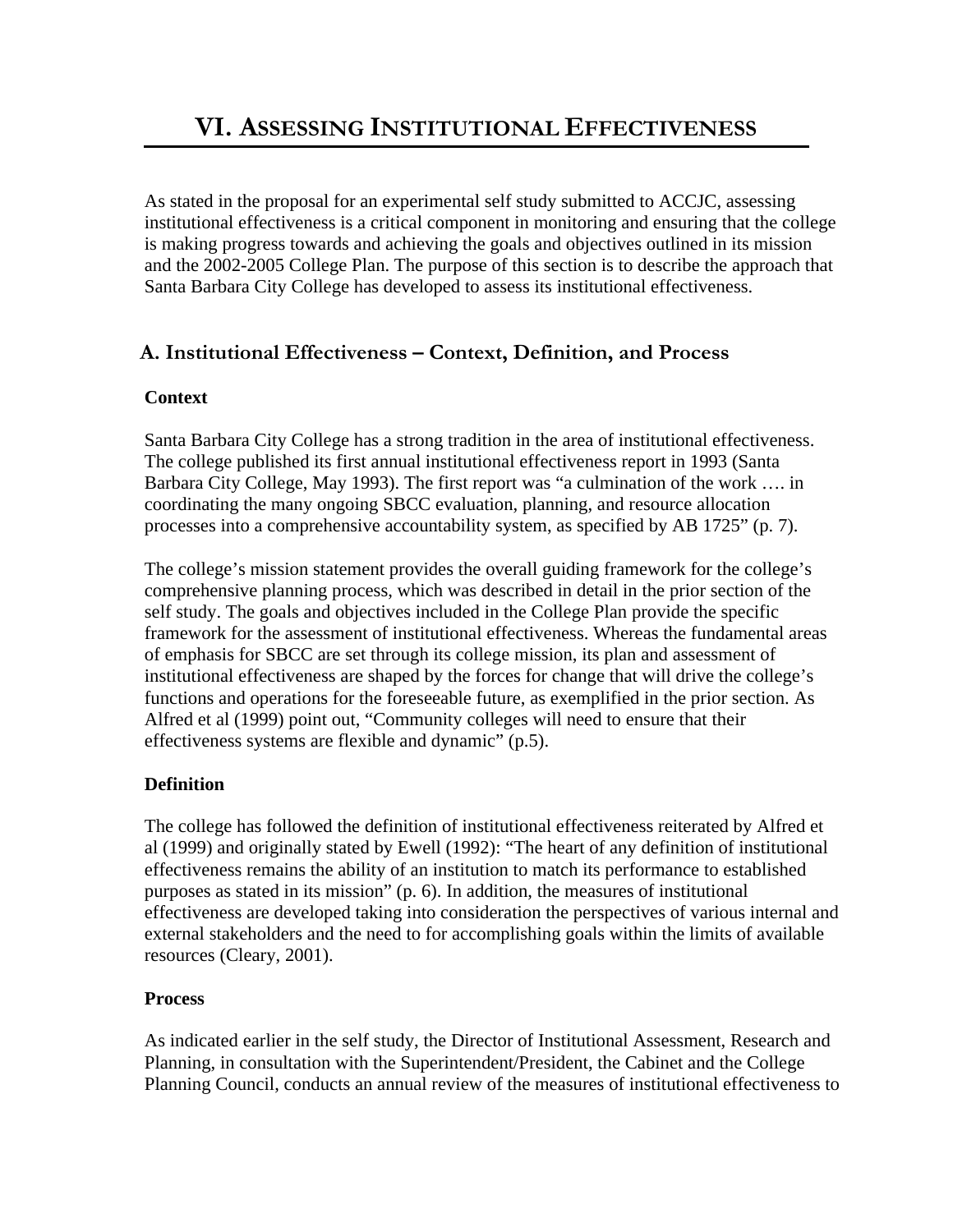# VI. ASSESSING INSTITUTIONAL EFFECTIVENESS

As stated in the proposal for an experimental self study submitted to ACCJC, assessing institutional effectiveness is a critical component in monitoring and ensuring that the college is making progress towards and achieving the goals and objectives outlined in its mission and the 2002-2005 College Plan. The purpose of this section is to describe the approach that Santa Barbara City College has developed to assess its institutional effectiveness.

## A. Institutional Effectiveness – Context, Definition, and Process

### Context

Santa Barbara City College has a strong tradition in the area of institutional effectiveness. The college published its first annual institutional effectiveness report in 1993 (Santa Barbara City College, May 1993). The first report was "a culmination of the work …. in coordinating the many ongoing SBCC evaluation, planning, and resource allocation processes into a comprehensive accountability system, as specified by AB 1725" (p. 7).

The college's mission statement provides the overall guiding framework for the college's comprehensive planning process, which was described in detail in the prior section of the self study. The goals and objectives included in the College Plan provide the specific framework for the assessment of institutional effectiveness. Whereas the fundamental areas of emphasis for SBCC are set through its college mission, its plan and assessment of institutional effectiveness are shaped by the forces for change that will drive the college's functions and operations for the foreseeable future, as exemplified in the prior section. As Alfred et al (1999) point out, "Community colleges will need to ensure that their effectiveness systems are flexible and dynamic" (p.5).

### Definition

The college has followed the definition of institutional effectiveness reiterated by Alfred et al (1999) and originally stated by Ewell (1992): "The heart of any definition of institutional effectiveness remains the ability of an institution to match its performance to established purposes as stated in its mission" (p. 6). In addition, the measures of institutional effectiveness are developed taking into consideration the perspectives of various internal and external stakeholders and the need to for accomplishing goals within the limits of available resources (Cleary, 2001).

### Process

As indicated earlier in the self study, the Director of Institutional Assessment, Research and Planning, in consultation with the Superintendent/President, the Cabinet and the College Planning Council, conducts an annual review of the measures of institutional effectiveness to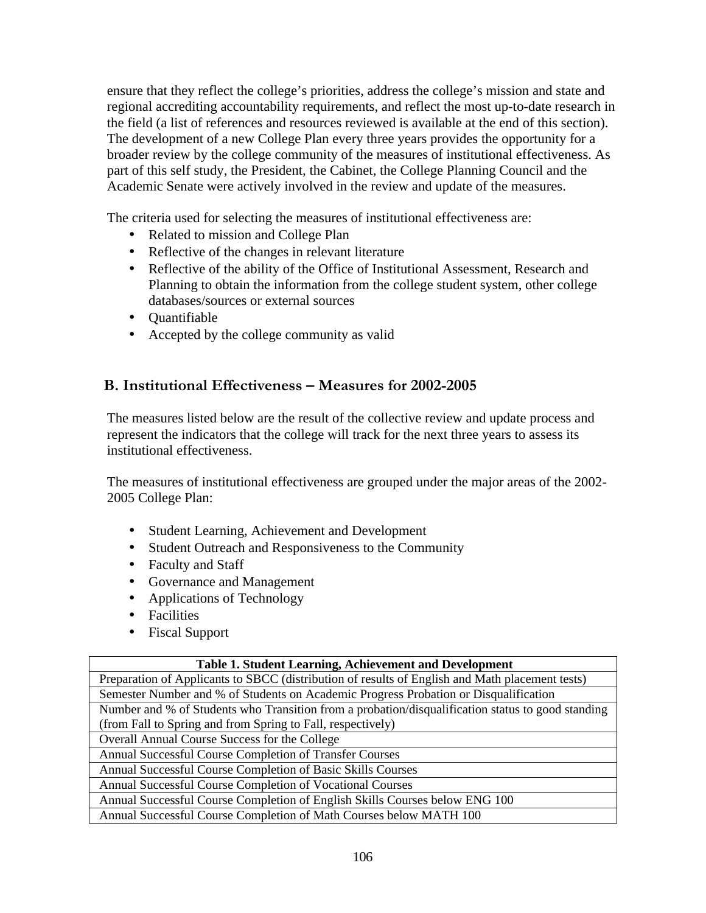ensure that they reflect the college's priorities, address the college's mission and state and regional accrediting accountability requirements, and reflect the most up-to-date research in the field (a list of references and resources reviewed is available at the end of this section). The development of a new College Plan every three years provides the opportunity for a broader review by the college community of the measures of institutional effectiveness. As part of this self study, the President, the Cabinet, the College Planning Council and the Academic Senate were actively involved in the review and update of the measures.

The criteria used for selecting the measures of institutional effectiveness are:

- Related to mission and College Plan
- Reflective of the changes in relevant literature
- Reflective of the ability of the Office of Institutional Assessment, Research and Planning to obtain the information from the college student system, other college databases/sources or external sources
- Quantifiable
- Accepted by the college community as valid

## B. Institutional Effectiveness – Measures for 2002-2005

The measures listed below are the result of the collective review and update process and represent the indicators that the college will track for the next three years to assess its institutional effectiveness.

The measures of institutional effectiveness are grouped under the major areas of the 2002-2005 College Plan:

- Student Learning, Achievement and Development
- Student Outreach and Responsiveness to the Community
- Faculty and Staff
- Governance and Management
- Applications of Technology
- Facilities
- Fiscal Support

| Table 1. Student Learning, Achievement and Development |
|---|
| Preparation of Applicants to SBCC (distribution of results of English and Math placement tests) |
| Semester Number and % of Students on Academic Progress Probation or Disqualification |
| Number and % of Students who Transition from a probation/disqualification status to good standing (from Fall to Spring and from Spring to Fall, respectively) |
| Overall Annual Course Success for the College |
| Annual Successful Course Completion of Transfer Courses |
| Annual Successful Course Completion of Basic Skills Courses |
| Annual Successful Course Completion of Vocational Courses |
| Annual Successful Course Completion of English Skills Courses below ENG 100 |
| Annual Successful Course Completion of Math Courses below MATH 100 |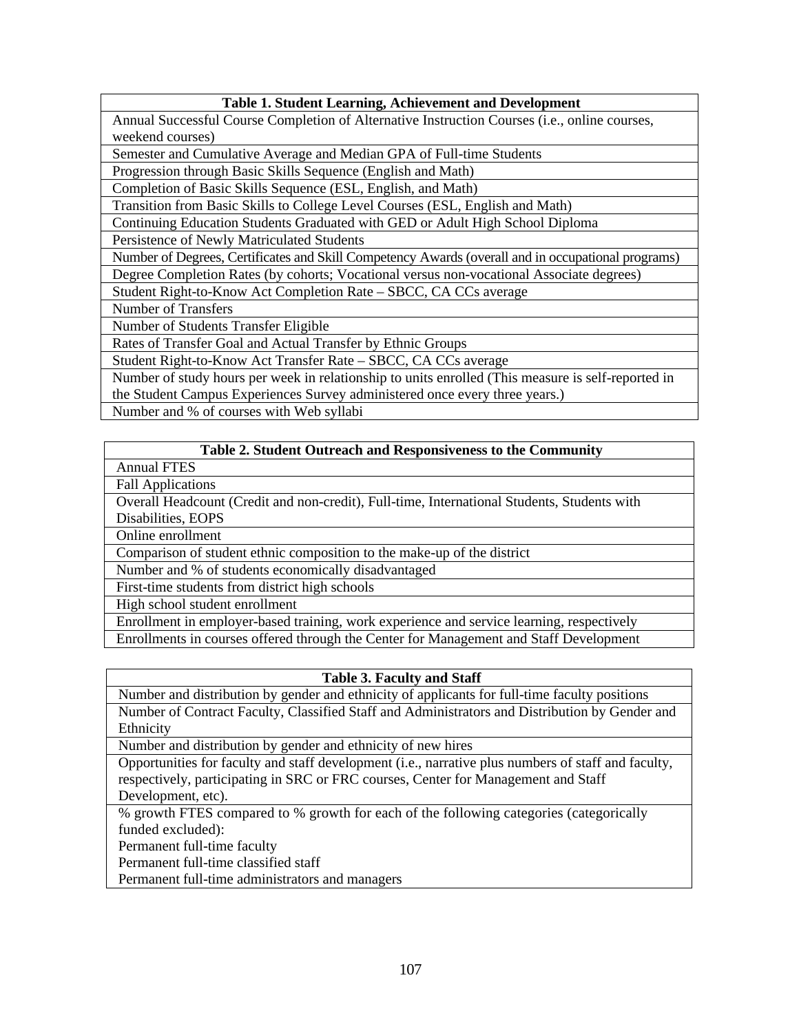| Table 1. Student Learning, Achievement and Development |
|---|
| Annual Successful Course Completion of Alternative Instruction Courses (i.e., online courses, weekend courses) |
| Semester and Cumulative Average and Median GPA of Full-time Students |
| Progression through Basic Skills Sequence (English and Math) |
| Completion of Basic Skills Sequence (ESL, English, and Math) |
| Transition from Basic Skills to College Level Courses (ESL, English and Math) |
| Continuing Education Students Graduated with GED or Adult High School Diploma |
| Persistence of Newly Matriculated Students |
| Number of Degrees, Certificates and Skill Competency Awards (overall and in occupational programs) |
| Degree Completion Rates (by cohorts; Vocational versus non-vocational Associate degrees) |
| Student Right-to-Know Act Completion Rate – SBCC, CA CCs average |
| Number of Transfers |
| Number of Students Transfer Eligible |
| Rates of Transfer Goal and Actual Transfer by Ethnic Groups |
| Student Right-to-Know Act Transfer Rate – SBCC, CA CCs average |
| Number of study hours per week in relationship to units enrolled (This measure is self-reported in the Student Campus Experiences Survey administered once every three years.) |
| Number and % of courses with Web syllabi |

| Table 2. Student Outreach and Responsiveness to the Community |
|---|
| Annual FTES |
| Fall Applications |
| Overall Headcount (Credit and non-credit), Full-time, International Students, Students with Disabilities, EOPS |
| Online enrollment |
| Comparison of student ethnic composition to the make-up of the district |
| Number and % of students economically disadvantaged |
| First-time students from district high schools |
| High school student enrollment |
| Enrollment in employer-based training, work experience and service learning, respectively |
| Enrollments in courses offered through the Center for Management and Staff Development |

| Table 3. Faculty and Staff |
|---|
| Number and distribution by gender and ethnicity of applicants for full-time faculty positions |
| Number of Contract Faculty, Classified Staff and Administrators and Distribution by Gender and Ethnicity |
| Number and distribution by gender and ethnicity of new hires |
| Opportunities for faculty and staff development (i.e., narrative plus numbers of staff and faculty, respectively, participating in SRC or FRC courses, Center for Management and Staff Development, etc). |
| % growth FTES compared to % growth for each of the following categories (categorically funded excluded):<br>Permanent full-time faculty<br>Permanent full-time classified staff<br>Permanent full-time administrators and managers |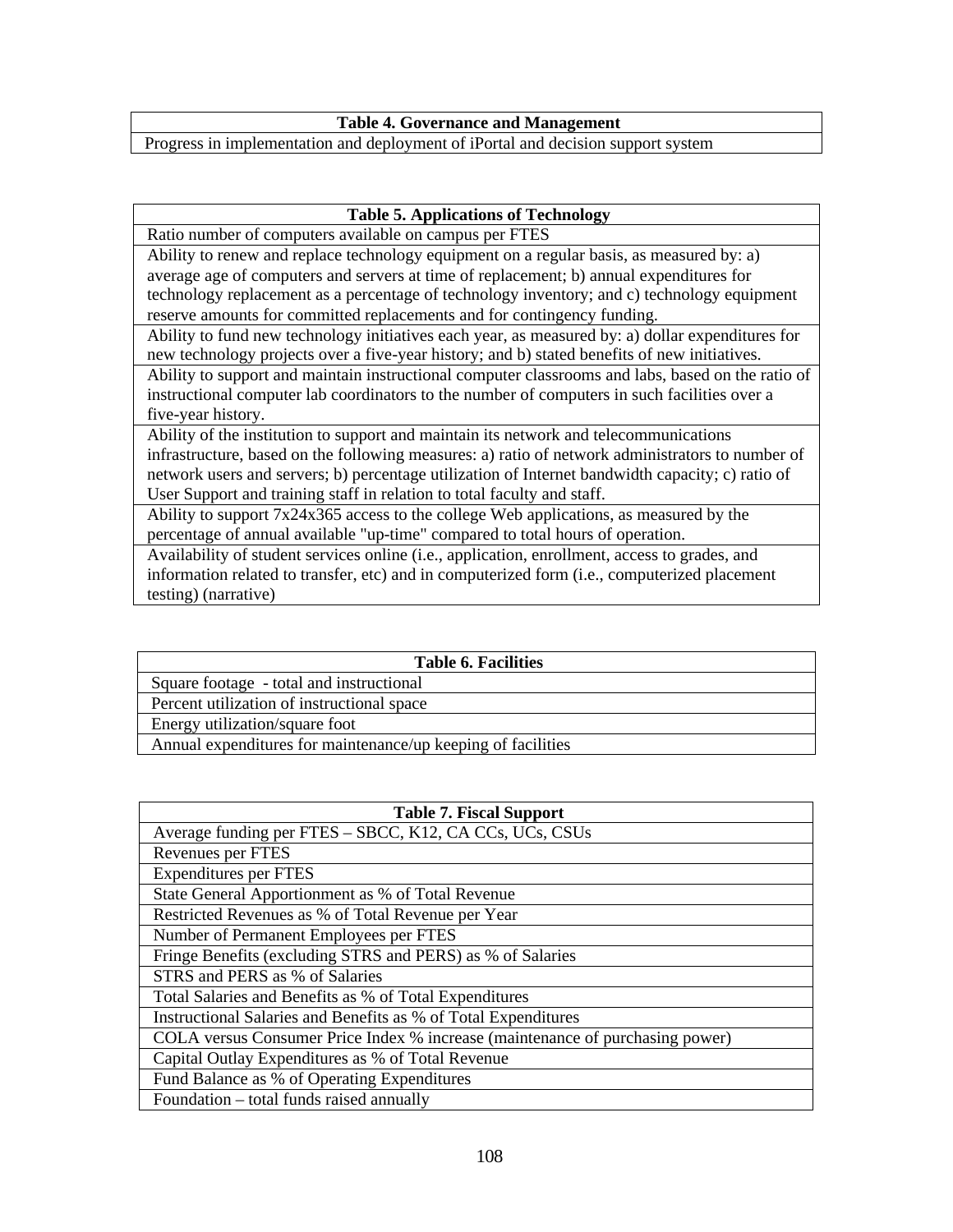| Table 4. Governance and Management |
|---|
| Progress in implementation and deployment of iPortal and decision support system |

| Table 5. Applications of Technology |
|---|
| Ratio number of computers available on campus per FTES |
| Ability to renew and replace technology equipment on a regular basis, as measured by: a) average age of computers and servers at time of replacement; b) annual expenditures for technology replacement as a percentage of technology inventory; and c) technology equipment reserve amounts for committed replacements and for contingency funding. |
| Ability to fund new technology initiatives each year, as measured by: a) dollar expenditures for new technology projects over a five-year history; and b) stated benefits of new initiatives. |
| Ability to support and maintain instructional computer classrooms and labs, based on the ratio of instructional computer lab coordinators to the number of computers in such facilities over a five-year history. |
| Ability of the institution to support and maintain its network and telecommunications infrastructure, based on the following measures: a) ratio of network administrators to number of network users and servers; b) percentage utilization of Internet bandwidth capacity; c) ratio of User Support and training staff in relation to total faculty and staff. |
| Ability to support 7x24x365 access to the college Web applications, as measured by the percentage of annual available "up-time" compared to total hours of operation. |
| Availability of student services online (i.e., application, enrollment, access to grades, and information related to transfer, etc) and in computerized form (i.e., computerized placement testing) (narrative) |

| Table 6. Facilities |
|---|
| Square footage - total and instructional |
| Percent utilization of instructional space |
| Energy utilization/square foot |
| Annual expenditures for maintenance/up keeping of facilities |

| Table 7. Fiscal Support |
|---|
| Average funding per FTES – SBCC, K12, CA CCs, UCs, CSUs |
| Revenues per FTES |
| Expenditures per FTES |
| State General Apportionment as % of Total Revenue |
| Restricted Revenues as % of Total Revenue per Year |
| Number of Permanent Employees per FTES |
| Fringe Benefits (excluding STRS and PERS) as % of Salaries |
| STRS and PERS as % of Salaries |
| Total Salaries and Benefits as % of Total Expenditures |
| Instructional Salaries and Benefits as % of Total Expenditures |
| COLA versus Consumer Price Index % increase (maintenance of purchasing power) |
| Capital Outlay Expenditures as % of Total Revenue |
| Fund Balance as % of Operating Expenditures |
| Foundation – total funds raised annually |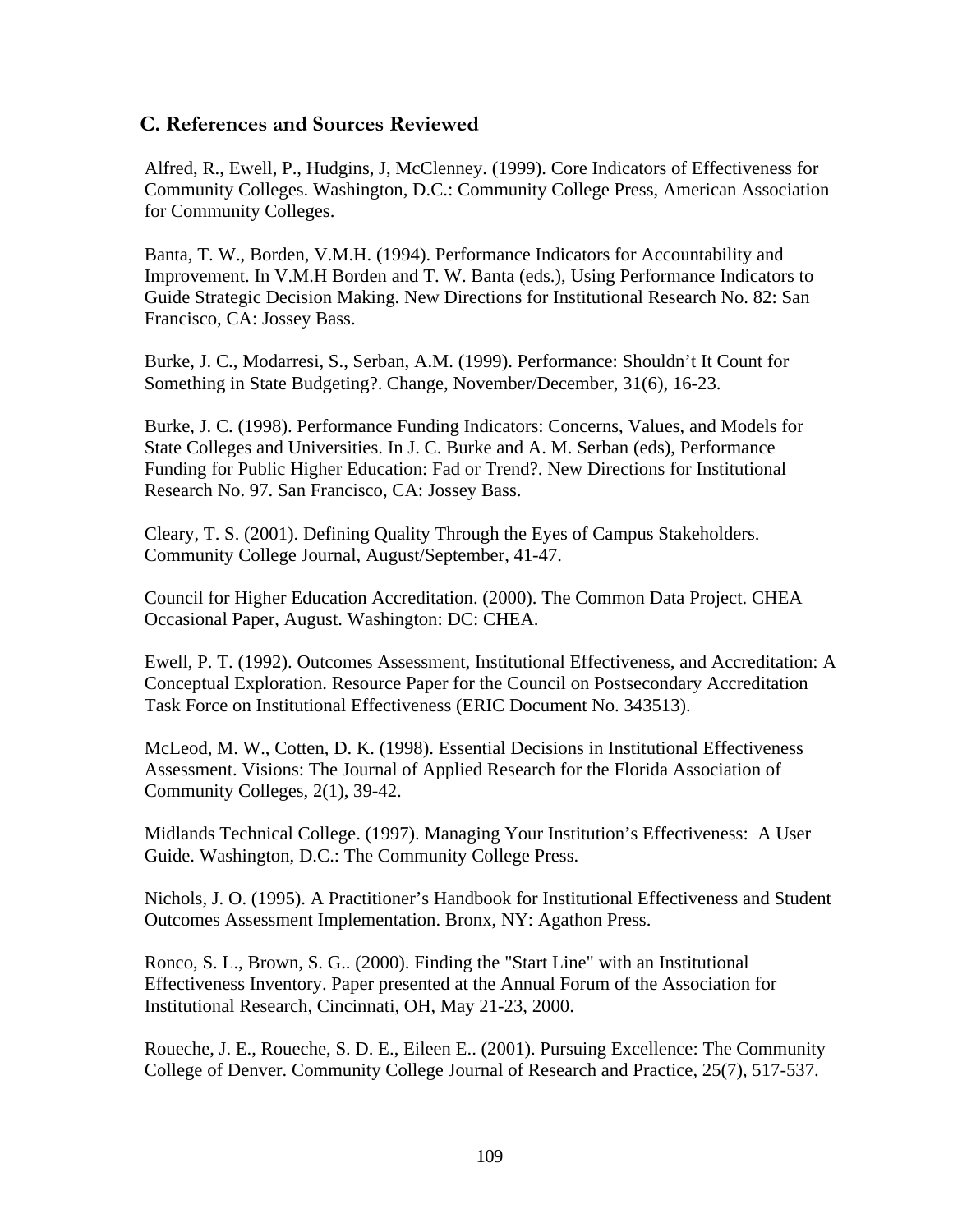## C. References and Sources Reviewed

Alfred, R., Ewell, P., Hudgins, J, McClenney. (1999). Core Indicators of Effectiveness for Community Colleges. Washington, D.C.: Community College Press, American Association for Community Colleges.

Banta, T. W., Borden, V.M.H. (1994). Performance Indicators for Accountability and Improvement. In V.M.H Borden and T. W. Banta (eds.), Using Performance Indicators to Guide Strategic Decision Making. New Directions for Institutional Research No. 82: San Francisco, CA: Jossey Bass.

Burke, J. C., Modarresi, S., Serban, A.M. (1999). Performance: Shouldn't It Count for Something in State Budgeting?. Change, November/December, 31(6), 16-23.

Burke, J. C. (1998). Performance Funding Indicators: Concerns, Values, and Models for State Colleges and Universities. In J. C. Burke and A. M. Serban (eds), Performance Funding for Public Higher Education: Fad or Trend?. New Directions for Institutional Research No. 97. San Francisco, CA: Jossey Bass.

Cleary, T. S. (2001). Defining Quality Through the Eyes of Campus Stakeholders. Community College Journal, August/September, 41-47.

Council for Higher Education Accreditation. (2000). The Common Data Project. CHEA Occasional Paper, August. Washington: DC: CHEA.

Ewell, P. T. (1992). Outcomes Assessment, Institutional Effectiveness, and Accreditation: A Conceptual Exploration. Resource Paper for the Council on Postsecondary Accreditation Task Force on Institutional Effectiveness (ERIC Document No. 343513).

McLeod, M. W., Cotten, D. K. (1998). Essential Decisions in Institutional Effectiveness Assessment. Visions: The Journal of Applied Research for the Florida Association of Community Colleges, 2(1), 39-42.

Midlands Technical College. (1997). Managing Your Institution's Effectiveness: A User Guide. Washington, D.C.: The Community College Press.

Nichols, J. O. (1995). A Practitioner's Handbook for Institutional Effectiveness and Student Outcomes Assessment Implementation. Bronx, NY: Agathon Press.

Ronco, S. L., Brown, S. G.. (2000). Finding the "Start Line" with an Institutional Effectiveness Inventory. Paper presented at the Annual Forum of the Association for Institutional Research, Cincinnati, OH, May 21-23, 2000.

Roueche, J. E., Roueche, S. D. E., Eileen E.. (2001). Pursuing Excellence: The Community College of Denver. Community College Journal of Research and Practice, 25(7), 517-537.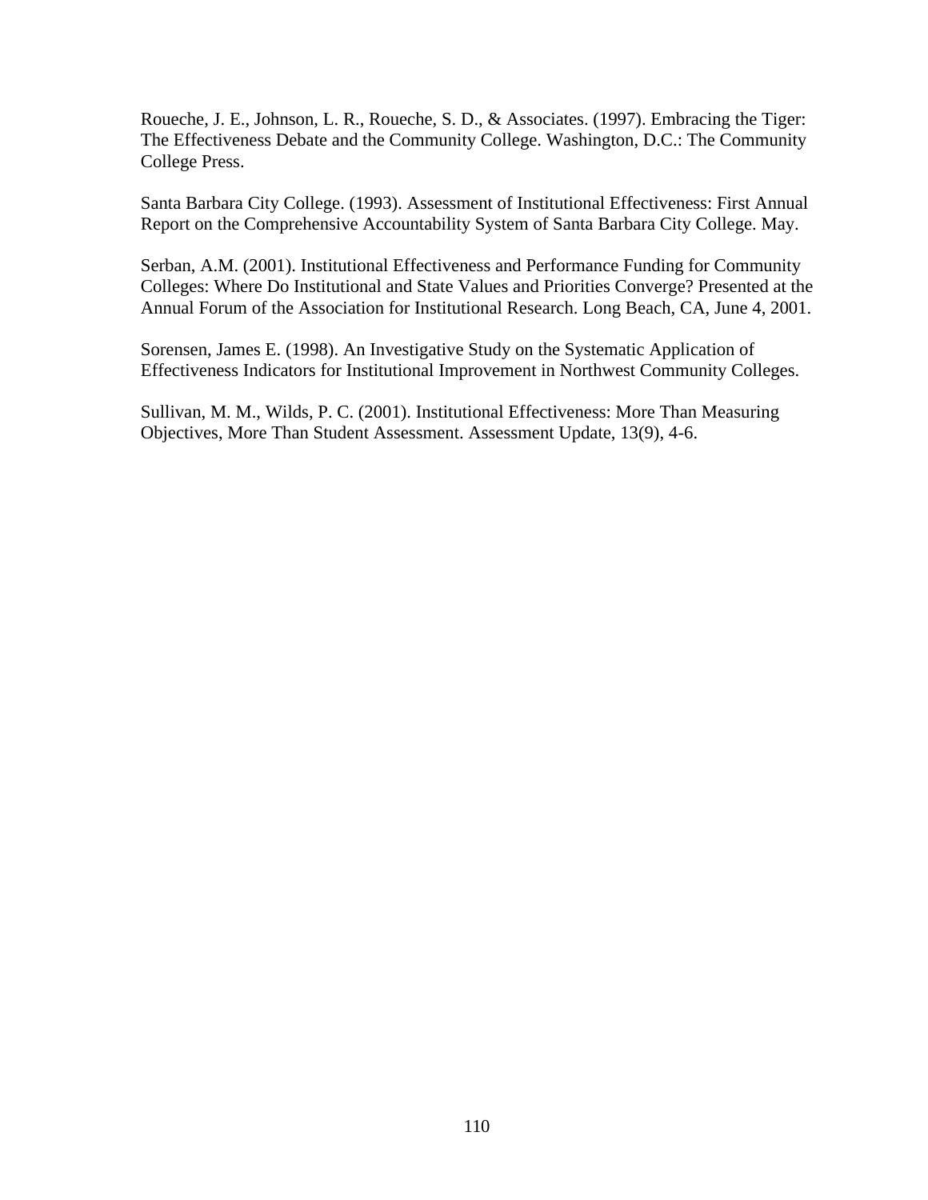Roueche, J. E., Johnson, L. R., Roueche, S. D., & Associates. (1997). Embracing the Tiger: The Effectiveness Debate and the Community College. Washington, D.C.: The Community College Press.

Santa Barbara City College. (1993). Assessment of Institutional Effectiveness: First Annual Report on the Comprehensive Accountability System of Santa Barbara City College. May.

Serban, A.M. (2001). Institutional Effectiveness and Performance Funding for Community Colleges: Where Do Institutional and State Values and Priorities Converge? Presented at the Annual Forum of the Association for Institutional Research. Long Beach, CA, June 4, 2001.

Sorensen, James E. (1998). An Investigative Study on the Systematic Application of Effectiveness Indicators for Institutional Improvement in Northwest Community Colleges.

Sullivan, M. M., Wilds, P. C. (2001). Institutional Effectiveness: More Than Measuring Objectives, More Than Student Assessment. Assessment Update, 13(9), 4-6.